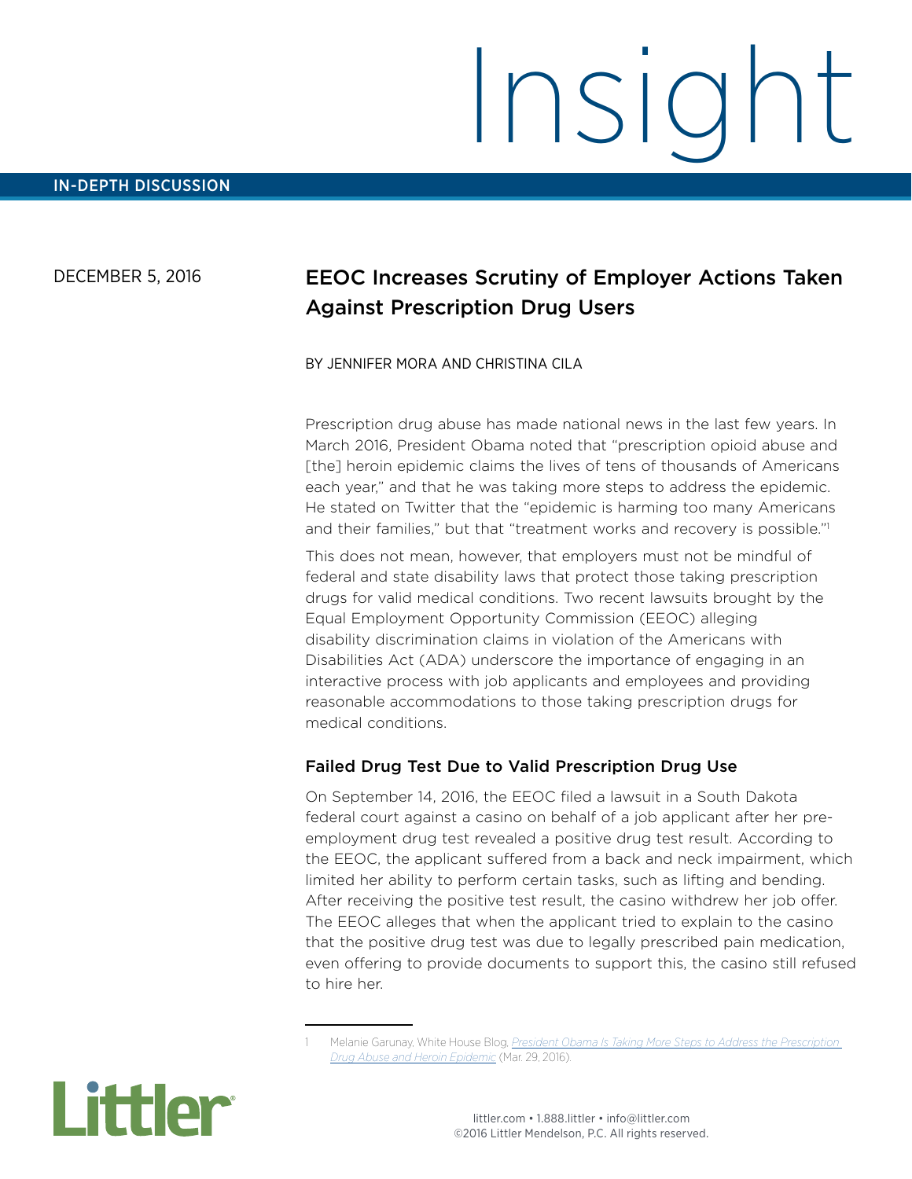# Insight

IN-DEPTH DISCUSSION

DECEMBER 5, 2016

## EEOC Increases Scrutiny of Employer Actions Taken Against Prescription Drug Users

BY JENNIFER MORA AND CHRISTINA CILA

Prescription drug abuse has made national news in the last few years. In March 2016, President Obama noted that "prescription opioid abuse and [the] heroin epidemic claims the lives of tens of thousands of Americans each year," and that he was taking more steps to address the epidemic. He stated on Twitter that the "epidemic is harming too many Americans and their families," but that "treatment works and recovery is possible."[1]

This does not mean, however, that employers must not be mindful of federal and state disability laws that protect those taking prescription drugs for valid medical conditions. Two recent lawsuits brought by the Equal Employment Opportunity Commission (EEOC) alleging disability discrimination claims in violation of the Americans with Disabilities Act (ADA) underscore the importance of engaging in an interactive process with job applicants and employees and providing reasonable accommodations to those taking prescription drugs for medical conditions.

### Failed Drug Test Due to Valid Prescription Drug Use

On September 14, 2016, the EEOC filed a lawsuit in a South Dakota federal court against a casino on behalf of a job applicant after her pre-employment drug test revealed a positive drug test result. According to the EEOC, the applicant suffered from a back and neck impairment, which limited her ability to perform certain tasks, such as lifting and bending. After receiving the positive test result, the casino withdrew her job offer. The EEOC alleges that when the applicant tried to explain to the casino that the positive drug test was due to legally prescribed pain medication, even offering to provide documents to support this, the casino still refused to hire her.

---

1 Melanie Garunay, White House Blog, *President Obama Is Taking More Steps to Address the Prescription Drug Abuse and Heroin Epidemic* (Mar. 29, 2016).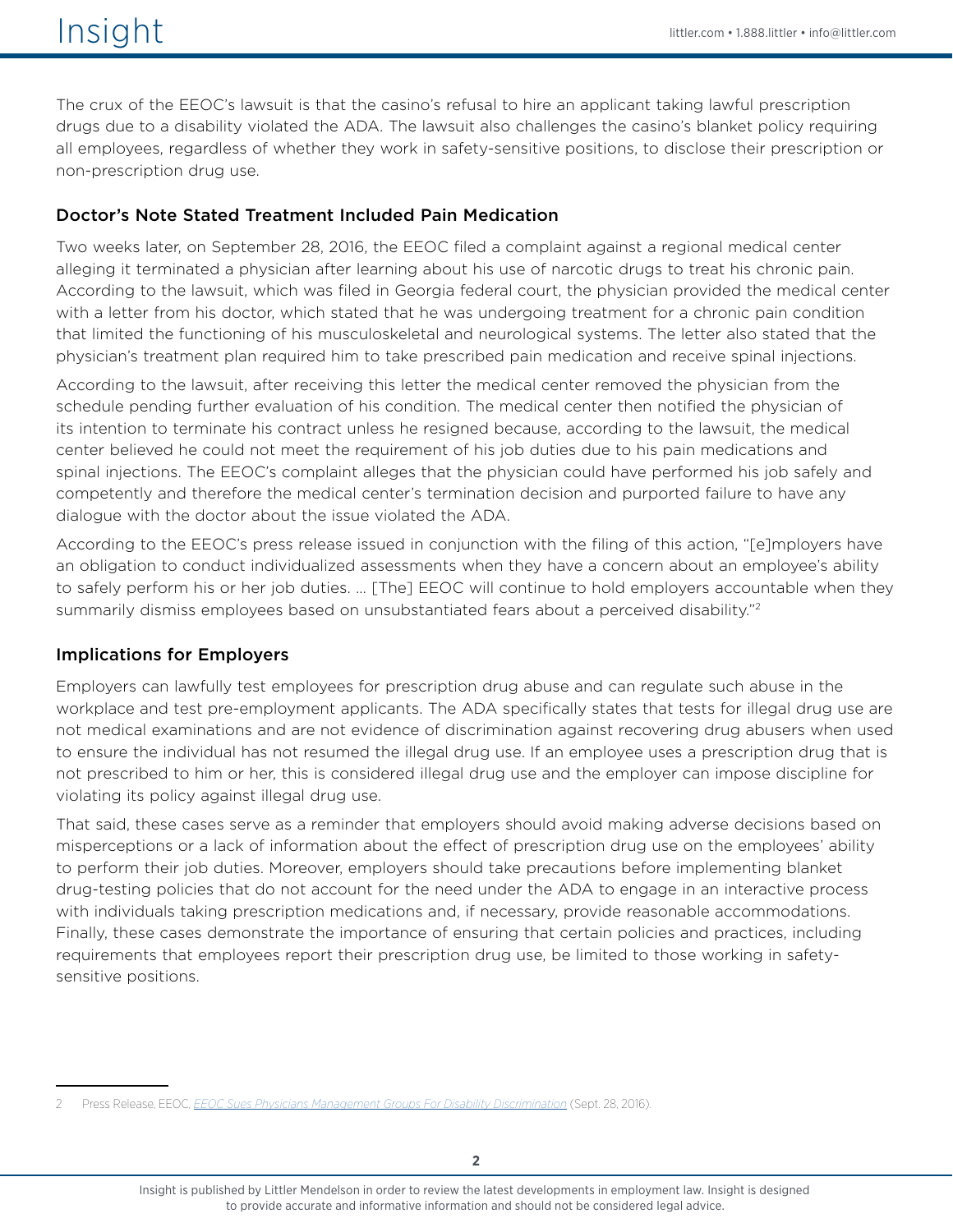The crux of the EEOC's lawsuit is that the casino's refusal to hire an applicant taking lawful prescription drugs due to a disability violated the ADA. The lawsuit also challenges the casino's blanket policy requiring all employees, regardless of whether they work in safety-sensitive positions, to disclose their prescription or non-prescription drug use.

## Doctor's Note Stated Treatment Included Pain Medication

Two weeks later, on September 28, 2016, the EEOC filed a complaint against a regional medical center alleging it terminated a physician after learning about his use of narcotic drugs to treat his chronic pain. According to the lawsuit, which was filed in Georgia federal court, the physician provided the medical center with a letter from his doctor, which stated that he was undergoing treatment for a chronic pain condition that limited the functioning of his musculoskeletal and neurological systems. The letter also stated that the physician's treatment plan required him to take prescribed pain medication and receive spinal injections.

According to the lawsuit, after receiving this letter the medical center removed the physician from the schedule pending further evaluation of his condition. The medical center then notified the physician of its intention to terminate his contract unless he resigned because, according to the lawsuit, the medical center believed he could not meet the requirement of his job duties due to his pain medications and spinal injections. The EEOC's complaint alleges that the physician could have performed his job safely and competently and therefore the medical center's termination decision and purported failure to have any dialogue with the doctor about the issue violated the ADA.

According to the EEOC's press release issued in conjunction with the filing of this action, "[e]mployers have an obligation to conduct individualized assessments when they have a concern about an employee's ability to safely perform his or her job duties. … [The] EEOC will continue to hold employers accountable when they summarily dismiss employees based on unsubstantiated fears about a perceived disability."[2]

## Implications for Employers

Employers can lawfully test employees for prescription drug abuse and can regulate such abuse in the workplace and test pre-employment applicants. The ADA specifically states that tests for illegal drug use are not medical examinations and are not evidence of discrimination against recovering drug abusers when used to ensure the individual has not resumed the illegal drug use. If an employee uses a prescription drug that is not prescribed to him or her, this is considered illegal drug use and the employer can impose discipline for violating its policy against illegal drug use.

That said, these cases serve as a reminder that employers should avoid making adverse decisions based on misperceptions or a lack of information about the effect of prescription drug use on the employees' ability to perform their job duties. Moreover, employers should take precautions before implementing blanket drug-testing policies that do not account for the need under the ADA to engage in an interactive process with individuals taking prescription medications and, if necessary, provide reasonable accommodations. Finally, these cases demonstrate the importance of ensuring that certain policies and practices, including requirements that employees report their prescription drug use, be limited to those working in safety-sensitive positions.

---

2 Press Release, EEOC, *EEOC Sues Physicians Management Groups For Disability Discrimination* (Sept. 28, 2016).